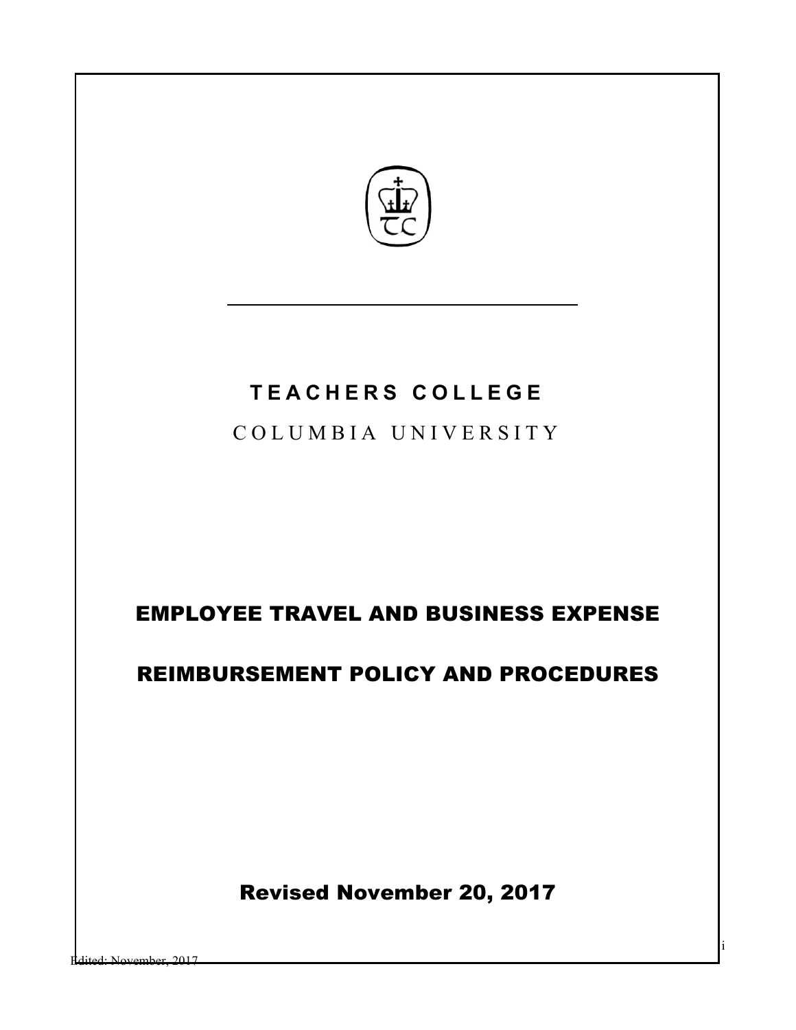# TEACHERS COLLEGE

COLUMBIA UNIVERSITY

# EMPLOYEE TRAVEL AND BUSINESS EXPENSE

# REIMBURSEMENT POLICY AND PROCEDURES

## Revised November 20, 2017

Edited: November, 2017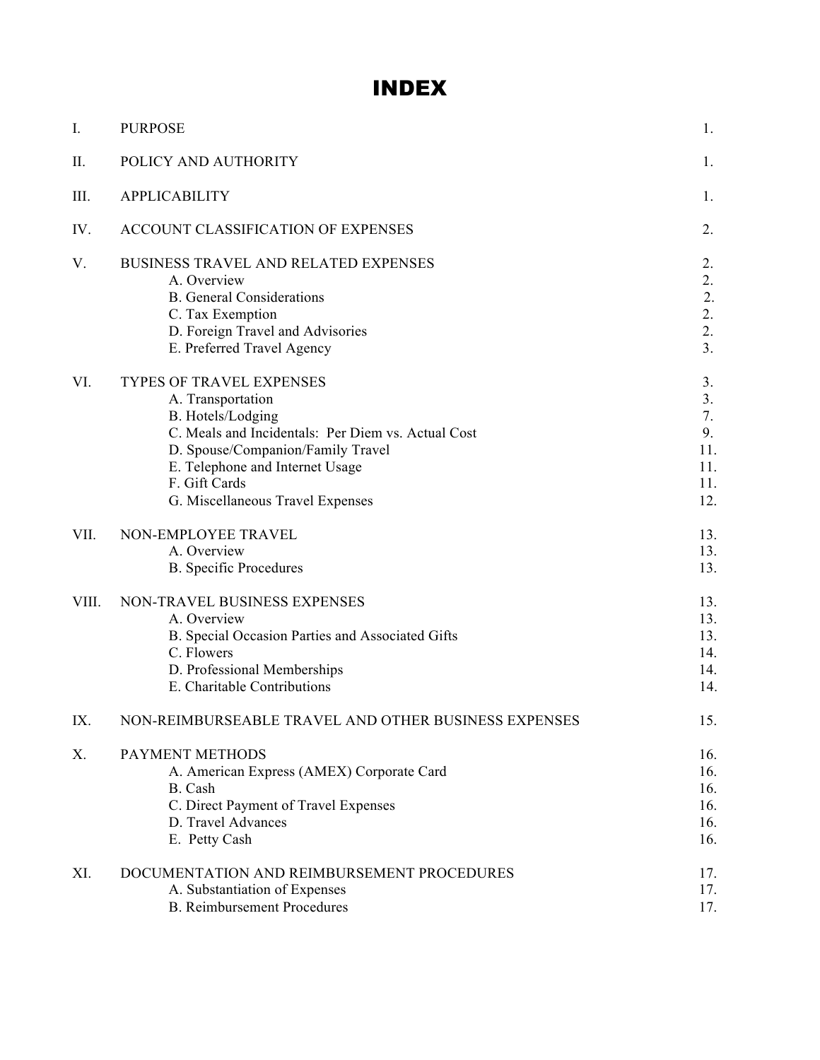# INDEX

| | | |
|---|---|---|
| I. | PURPOSE | 1. |
| II. | POLICY AND AUTHORITY | 1. |
| III. | APPLICABILITY | 1. |
| IV. | ACCOUNT CLASSIFICATION OF EXPENSES | 2. |
| V. | BUSINESS TRAVEL AND RELATED EXPENSES | 2. |
| | A. Overview | 2. |
| | B. General Considerations | 2. |
| | C. Tax Exemption | 2. |
| | D. Foreign Travel and Advisories | 2. |
| | E. Preferred Travel Agency | 3. |
| VI. | TYPES OF TRAVEL EXPENSES | 3. |
| | A. Transportation | 3. |
| | B. Hotels/Lodging | 7. |
| | C. Meals and Incidentals: Per Diem vs. Actual Cost | 9. |
| | D. Spouse/Companion/Family Travel | 11. |
| | E. Telephone and Internet Usage | 11. |
| | F. Gift Cards | 11. |
| | G. Miscellaneous Travel Expenses | 12. |
| VII. | NON-EMPLOYEE TRAVEL | 13. |
| | A. Overview | 13. |
| | B. Specific Procedures | 13. |
| VIII. | NON-TRAVEL BUSINESS EXPENSES | 13. |
| | A. Overview | 13. |
| | B. Special Occasion Parties and Associated Gifts | 13. |
| | C. Flowers | 14. |
| | D. Professional Memberships | 14. |
| | E. Charitable Contributions | 14. |
| IX. | NON-REIMBURSEABLE TRAVEL AND OTHER BUSINESS EXPENSES | 15. |
| X. | PAYMENT METHODS | 16. |
| | A. American Express (AMEX) Corporate Card | 16. |
| | B. Cash | 16. |
| | C. Direct Payment of Travel Expenses | 16. |
| | D. Travel Advances | 16. |
| | E. Petty Cash | 16. |
| XI. | DOCUMENTATION AND REIMBURSEMENT PROCEDURES | 17. |
| | A. Substantiation of Expenses | 17. |
| | B. Reimbursement Procedures | 17. |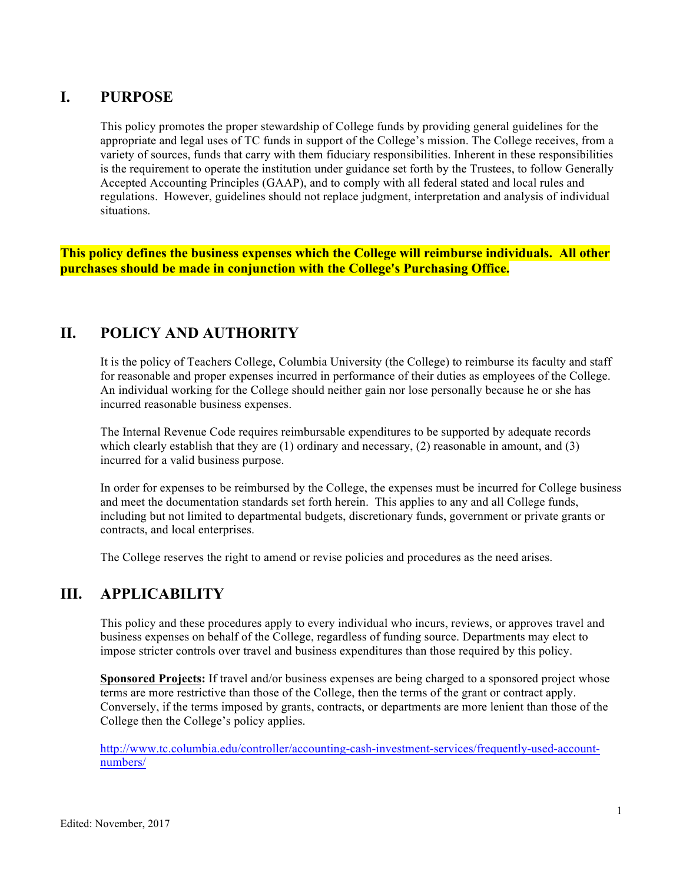## I. PURPOSE

This policy promotes the proper stewardship of College funds by providing general guidelines for the appropriate and legal uses of TC funds in support of the College's mission. The College receives, from a variety of sources, funds that carry with them fiduciary responsibilities. Inherent in these responsibilities is the requirement to operate the institution under guidance set forth by the Trustees, to follow Generally Accepted Accounting Principles (GAAP), and to comply with all federal stated and local rules and regulations. However, guidelines should not replace judgment, interpretation and analysis of individual situations.

**This policy defines the business expenses which the College will reimburse individuals. All other purchases should be made in conjunction with the College's Purchasing Office.**

## II. POLICY AND AUTHORITY

It is the policy of Teachers College, Columbia University (the College) to reimburse its faculty and staff for reasonable and proper expenses incurred in performance of their duties as employees of the College. An individual working for the College should neither gain nor lose personally because he or she has incurred reasonable business expenses.

The Internal Revenue Code requires reimbursable expenditures to be supported by adequate records which clearly establish that they are (1) ordinary and necessary, (2) reasonable in amount, and (3) incurred for a valid business purpose.

In order for expenses to be reimbursed by the College, the expenses must be incurred for College business and meet the documentation standards set forth herein. This applies to any and all College funds, including but not limited to departmental budgets, discretionary funds, government or private grants or contracts, and local enterprises.

The College reserves the right to amend or revise policies and procedures as the need arises.

## III. APPLICABILITY

This policy and these procedures apply to every individual who incurs, reviews, or approves travel and business expenses on behalf of the College, regardless of funding source. Departments may elect to impose stricter controls over travel and business expenditures than those required by this policy.

**Sponsored Projects:** If travel and/or business expenses are being charged to a sponsored project whose terms are more restrictive than those of the College, then the terms of the grant or contract apply. Conversely, if the terms imposed by grants, contracts, or departments are more lenient than those of the College then the College's policy applies.

http://www.tc.columbia.edu/controller/accounting-cash-investment-services/frequently-used-account-numbers/

Edited: November, 2017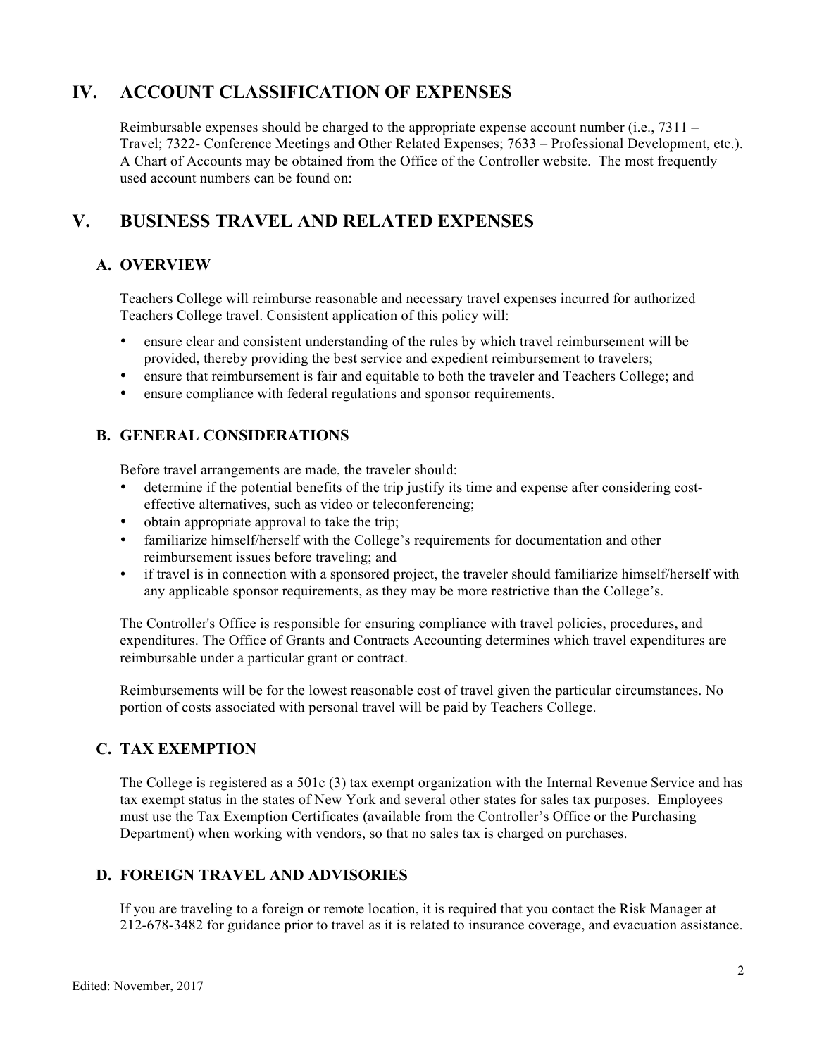## IV. ACCOUNT CLASSIFICATION OF EXPENSES

Reimbursable expenses should be charged to the appropriate expense account number (i.e., 7311 – Travel; 7322- Conference Meetings and Other Related Expenses; 7633 – Professional Development, etc.). A Chart of Accounts may be obtained from the Office of the Controller website. The most frequently used account numbers can be found on:

## V. BUSINESS TRAVEL AND RELATED EXPENSES

### A. OVERVIEW

Teachers College will reimburse reasonable and necessary travel expenses incurred for authorized Teachers College travel. Consistent application of this policy will:

- ensure clear and consistent understanding of the rules by which travel reimbursement will be provided, thereby providing the best service and expedient reimbursement to travelers;
- ensure that reimbursement is fair and equitable to both the traveler and Teachers College; and
- ensure compliance with federal regulations and sponsor requirements.

### B. GENERAL CONSIDERATIONS

Before travel arrangements are made, the traveler should:

- determine if the potential benefits of the trip justify its time and expense after considering cost-effective alternatives, such as video or teleconferencing;
- obtain appropriate approval to take the trip;
- familiarize himself/herself with the College's requirements for documentation and other reimbursement issues before traveling; and
- if travel is in connection with a sponsored project, the traveler should familiarize himself/herself with any applicable sponsor requirements, as they may be more restrictive than the College's.

The Controller's Office is responsible for ensuring compliance with travel policies, procedures, and expenditures. The Office of Grants and Contracts Accounting determines which travel expenditures are reimbursable under a particular grant or contract.

Reimbursements will be for the lowest reasonable cost of travel given the particular circumstances. No portion of costs associated with personal travel will be paid by Teachers College.

### C. TAX EXEMPTION

The College is registered as a 501c (3) tax exempt organization with the Internal Revenue Service and has tax exempt status in the states of New York and several other states for sales tax purposes. Employees must use the Tax Exemption Certificates (available from the Controller's Office or the Purchasing Department) when working with vendors, so that no sales tax is charged on purchases.

### D. FOREIGN TRAVEL AND ADVISORIES

If you are traveling to a foreign or remote location, it is required that you contact the Risk Manager at 212-678-3482 for guidance prior to travel as it is related to insurance coverage, and evacuation assistance.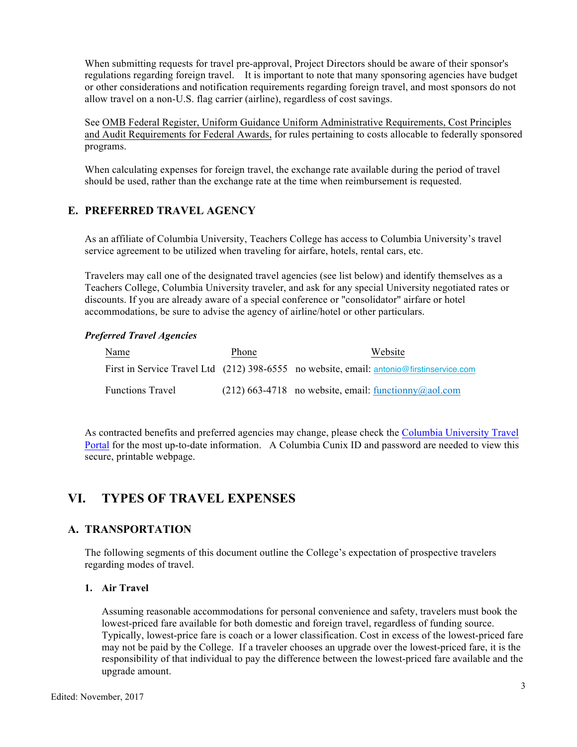When submitting requests for travel pre-approval, Project Directors should be aware of their sponsor's regulations regarding foreign travel. It is important to note that many sponsoring agencies have budget or other considerations and notification requirements regarding foreign travel, and most sponsors do not allow travel on a non-U.S. flag carrier (airline), regardless of cost savings.

See OMB Federal Register, Uniform Guidance Uniform Administrative Requirements, Cost Principles and Audit Requirements for Federal Awards, for rules pertaining to costs allocable to federally sponsored programs.

When calculating expenses for foreign travel, the exchange rate available during the period of travel should be used, rather than the exchange rate at the time when reimbursement is requested.

## E. PREFERRED TRAVEL AGENCY

As an affiliate of Columbia University, Teachers College has access to Columbia University's travel service agreement to be utilized when traveling for airfare, hotels, rental cars, etc.

Travelers may call one of the designated travel agencies (see list below) and identify themselves as a Teachers College, Columbia University traveler, and ask for any special University negotiated rates or discounts. If you are already aware of a special conference or "consolidator" airfare or hotel accommodations, be sure to advise the agency of airline/hotel or other particulars.

***Preferred Travel Agencies***

| Name | Phone | Website |
| --- | --- | --- |
| First in Service Travel Ltd | (212) 398-6555 | no website, email: antonio@firstinservice.com |
| Functions Travel | (212) 663-4718 | no website, email: functionny@aol.com |

As contracted benefits and preferred agencies may change, please check the Columbia University Travel Portal for the most up-to-date information. A Columbia Cunix ID and password are needed to view this secure, printable webpage.

# VI. TYPES OF TRAVEL EXPENSES

## A. TRANSPORTATION

The following segments of this document outline the College's expectation of prospective travelers regarding modes of travel.

### 1. Air Travel

Assuming reasonable accommodations for personal convenience and safety, travelers must book the lowest-priced fare available for both domestic and foreign travel, regardless of funding source. Typically, lowest-price fare is coach or a lower classification. Cost in excess of the lowest-priced fare may not be paid by the College. If a traveler chooses an upgrade over the lowest-priced fare, it is the responsibility of that individual to pay the difference between the lowest-priced fare available and the upgrade amount.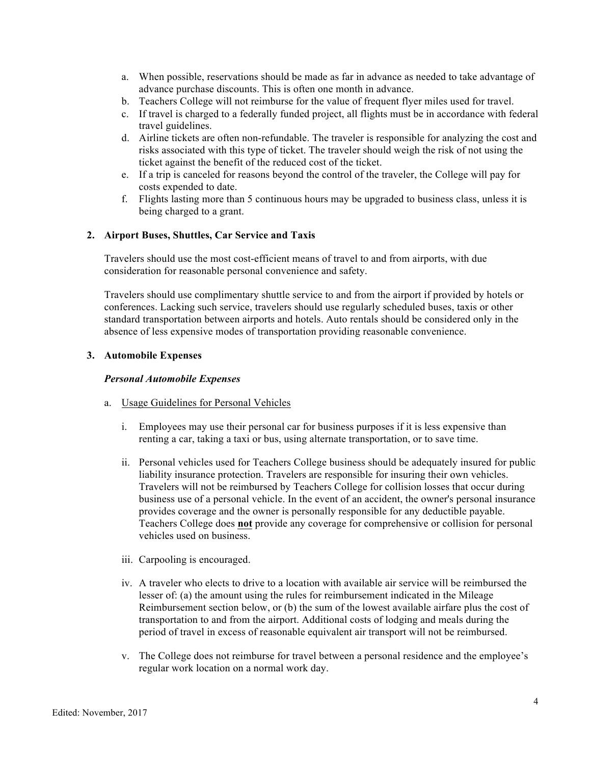a. When possible, reservations should be made as far in advance as needed to take advantage of advance purchase discounts. This is often one month in advance.
b. Teachers College will not reimburse for the value of frequent flyer miles used for travel.
c. If travel is charged to a federally funded project, all flights must be in accordance with federal travel guidelines.
d. Airline tickets are often non-refundable. The traveler is responsible for analyzing the cost and risks associated with this type of ticket. The traveler should weigh the risk of not using the ticket against the benefit of the reduced cost of the ticket.
e. If a trip is canceled for reasons beyond the control of the traveler, the College will pay for costs expended to date.
f. Flights lasting more than 5 continuous hours may be upgraded to business class, unless it is being charged to a grant.

### 2. Airport Buses, Shuttles, Car Service and Taxis

Travelers should use the most cost-efficient means of travel to and from airports, with due consideration for reasonable personal convenience and safety.

Travelers should use complimentary shuttle service to and from the airport if provided by hotels or conferences. Lacking such service, travelers should use regularly scheduled buses, taxis or other standard transportation between airports and hotels. Auto rentals should be considered only in the absence of less expensive modes of transportation providing reasonable convenience.

### 3. Automobile Expenses

***Personal Automobile Expenses***

a. Usage Guidelines for Personal Vehicles

   i. Employees may use their personal car for business purposes if it is less expensive than renting a car, taking a taxi or bus, using alternate transportation, or to save time.

   ii. Personal vehicles used for Teachers College business should be adequately insured for public liability insurance protection. Travelers are responsible for insuring their own vehicles. Travelers will not be reimbursed by Teachers College for collision losses that occur during business use of a personal vehicle. In the event of an accident, the owner's personal insurance provides coverage and the owner is personally responsible for any deductible payable. Teachers College does **not** provide any coverage for comprehensive or collision for personal vehicles used on business.

   iii. Carpooling is encouraged.

   iv. A traveler who elects to drive to a location with available air service will be reimbursed the lesser of: (a) the amount using the rules for reimbursement indicated in the Mileage Reimbursement section below, or (b) the sum of the lowest available airfare plus the cost of transportation to and from the airport. Additional costs of lodging and meals during the period of travel in excess of reasonable equivalent air transport will not be reimbursed.

   v. The College does not reimburse for travel between a personal residence and the employee's regular work location on a normal work day.

Edited: November, 2017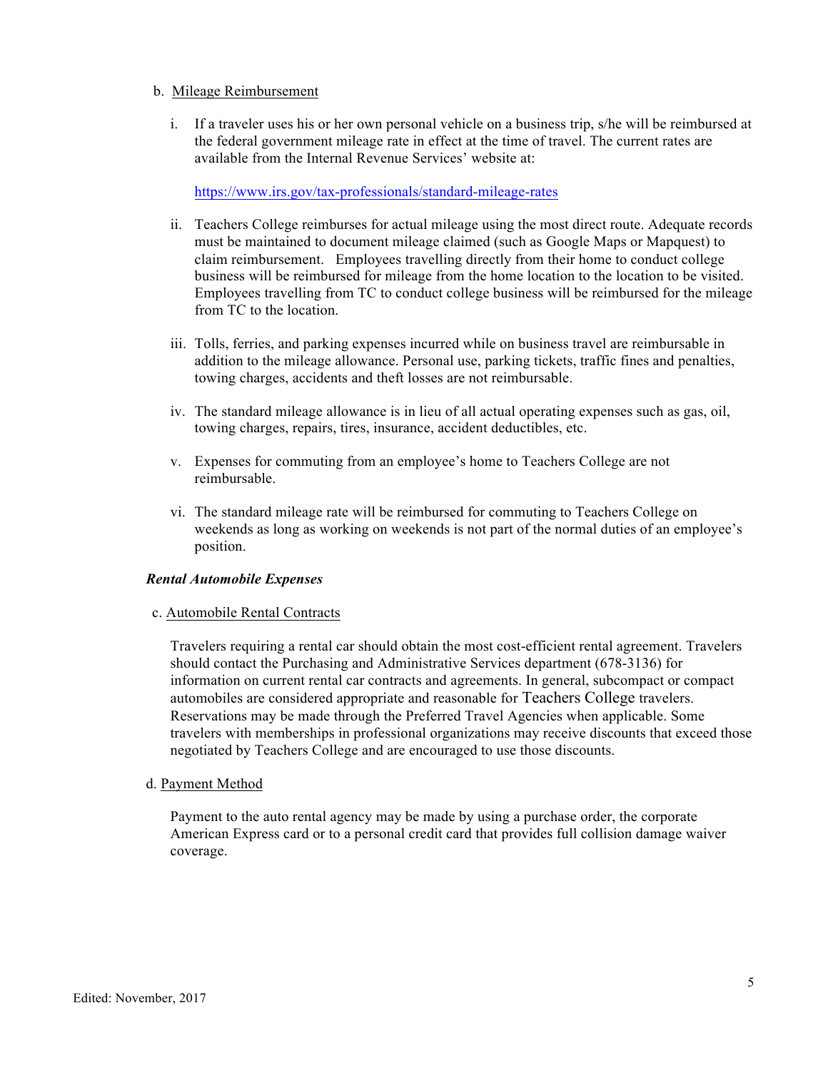b. <u>Mileage Reimbursement</u>

i. If a traveler uses his or her own personal vehicle on a business trip, s/he will be reimbursed at the federal government mileage rate in effect at the time of travel. The current rates are available from the Internal Revenue Services' website at:

   https://www.irs.gov/tax-professionals/standard-mileage-rates

ii. Teachers College reimburses for actual mileage using the most direct route. Adequate records must be maintained to document mileage claimed (such as Google Maps or Mapquest) to claim reimbursement. Employees travelling directly from their home to conduct college business will be reimbursed for mileage from the home location to the location to be visited. Employees travelling from TC to conduct college business will be reimbursed for the mileage from TC to the location.

iii. Tolls, ferries, and parking expenses incurred while on business travel are reimbursable in addition to the mileage allowance. Personal use, parking tickets, traffic fines and penalties, towing charges, accidents and theft losses are not reimbursable.

iv. The standard mileage allowance is in lieu of all actual operating expenses such as gas, oil, towing charges, repairs, tires, insurance, accident deductibles, etc.

v. Expenses for commuting from an employee's home to Teachers College are not reimbursable.

vi. The standard mileage rate will be reimbursed for commuting to Teachers College on weekends as long as working on weekends is not part of the normal duties of an employee's position.

***Rental Automobile Expenses***

c. <u>Automobile Rental Contracts</u>

Travelers requiring a rental car should obtain the most cost-efficient rental agreement. Travelers should contact the Purchasing and Administrative Services department (678-3136) for information on current rental car contracts and agreements. In general, subcompact or compact automobiles are considered appropriate and reasonable for Teachers College travelers. Reservations may be made through the Preferred Travel Agencies when applicable. Some travelers with memberships in professional organizations may receive discounts that exceed those negotiated by Teachers College and are encouraged to use those discounts.

d. <u>Payment Method</u>

Payment to the auto rental agency may be made by using a purchase order, the corporate American Express card or to a personal credit card that provides full collision damage waiver coverage.

Edited: November, 2017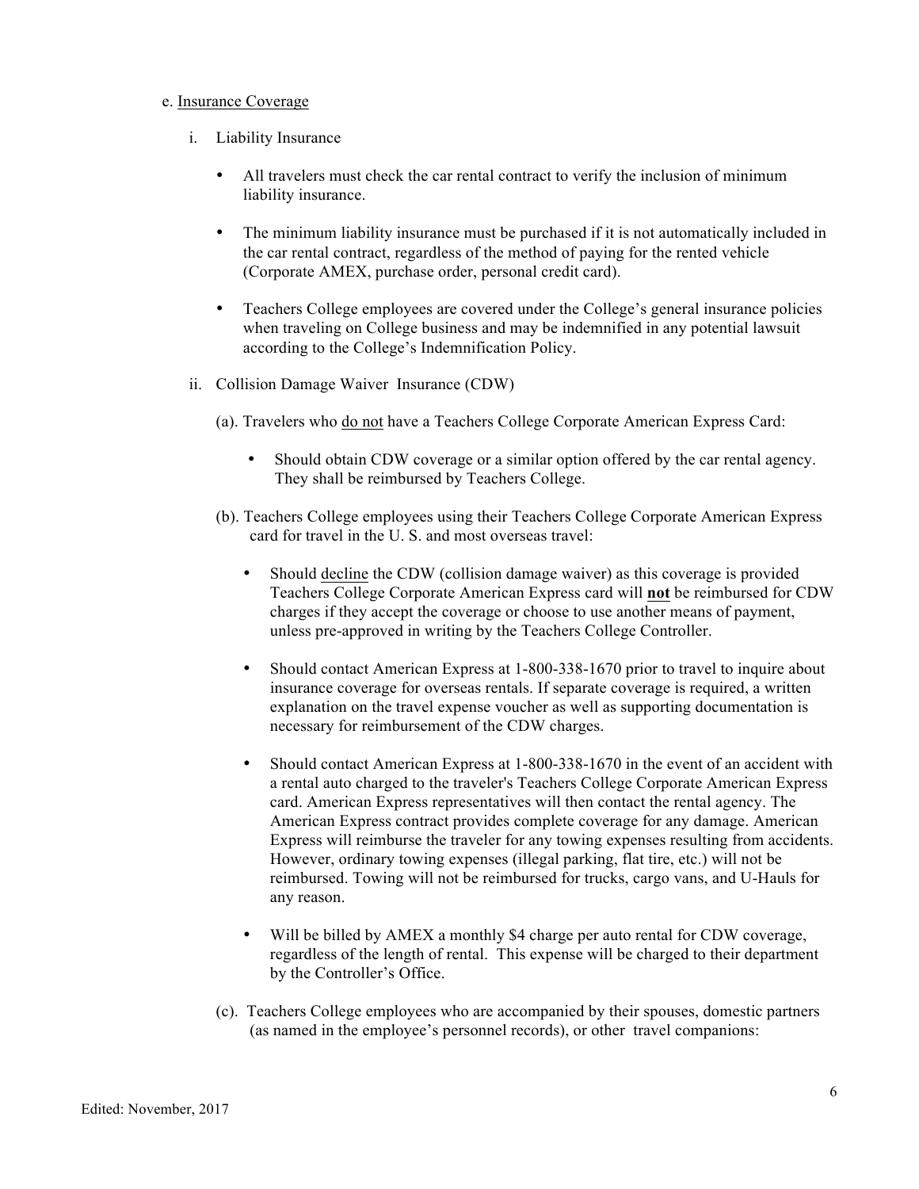e. Insurance Coverage

i. Liability Insurance

- All travelers must check the car rental contract to verify the inclusion of minimum liability insurance.
- The minimum liability insurance must be purchased if it is not automatically included in the car rental contract, regardless of the method of paying for the rented vehicle (Corporate AMEX, purchase order, personal credit card).
- Teachers College employees are covered under the College's general insurance policies when traveling on College business and may be indemnified in any potential lawsuit according to the College's Indemnification Policy.

ii. Collision Damage Waiver Insurance (CDW)

(a). Travelers who do not have a Teachers College Corporate American Express Card:

- Should obtain CDW coverage or a similar option offered by the car rental agency. They shall be reimbursed by Teachers College.

(b). Teachers College employees using their Teachers College Corporate American Express card for travel in the U. S. and most overseas travel:

- Should decline the CDW (collision damage waiver) as this coverage is provided Teachers College Corporate American Express card will **not** be reimbursed for CDW charges if they accept the coverage or choose to use another means of payment, unless pre-approved in writing by the Teachers College Controller.
- Should contact American Express at 1-800-338-1670 prior to travel to inquire about insurance coverage for overseas rentals. If separate coverage is required, a written explanation on the travel expense voucher as well as supporting documentation is necessary for reimbursement of the CDW charges.
- Should contact American Express at 1-800-338-1670 in the event of an accident with a rental auto charged to the traveler's Teachers College Corporate American Express card. American Express representatives will then contact the rental agency. The American Express contract provides complete coverage for any damage. American Express will reimburse the traveler for any towing expenses resulting from accidents. However, ordinary towing expenses (illegal parking, flat tire, etc.) will not be reimbursed. Towing will not be reimbursed for trucks, cargo vans, and U-Hauls for any reason.
- Will be billed by AMEX a monthly $4 charge per auto rental for CDW coverage, regardless of the length of rental. This expense will be charged to their department by the Controller's Office.

(c). Teachers College employees who are accompanied by their spouses, domestic partners (as named in the employee's personnel records), or other travel companions: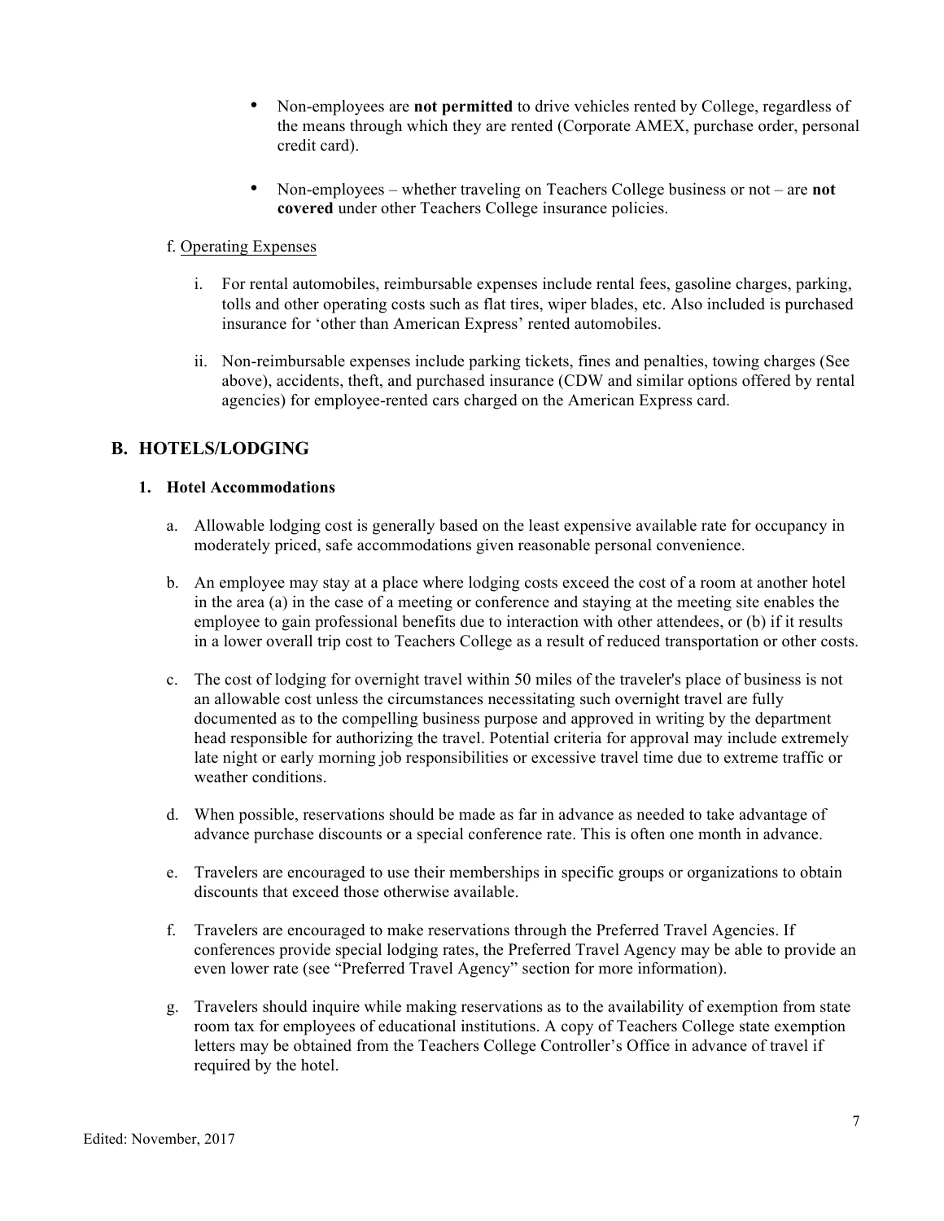- Non-employees are **not permitted** to drive vehicles rented by College, regardless of the means through which they are rented (Corporate AMEX, purchase order, personal credit card).

- Non-employees – whether traveling on Teachers College business or not – are **not covered** under other Teachers College insurance policies.

f. Operating Expenses

i. For rental automobiles, reimbursable expenses include rental fees, gasoline charges, parking, tolls and other operating costs such as flat tires, wiper blades, etc. Also included is purchased insurance for 'other than American Express' rented automobiles.

ii. Non-reimbursable expenses include parking tickets, fines and penalties, towing charges (See above), accidents, theft, and purchased insurance (CDW and similar options offered by rental agencies) for employee-rented cars charged on the American Express card.

## B. HOTELS/LODGING

### 1. Hotel Accommodations

a. Allowable lodging cost is generally based on the least expensive available rate for occupancy in moderately priced, safe accommodations given reasonable personal convenience.

b. An employee may stay at a place where lodging costs exceed the cost of a room at another hotel in the area (a) in the case of a meeting or conference and staying at the meeting site enables the employee to gain professional benefits due to interaction with other attendees, or (b) if it results in a lower overall trip cost to Teachers College as a result of reduced transportation or other costs.

c. The cost of lodging for overnight travel within 50 miles of the traveler's place of business is not an allowable cost unless the circumstances necessitating such overnight travel are fully documented as to the compelling business purpose and approved in writing by the department head responsible for authorizing the travel. Potential criteria for approval may include extremely late night or early morning job responsibilities or excessive travel time due to extreme traffic or weather conditions.

d. When possible, reservations should be made as far in advance as needed to take advantage of advance purchase discounts or a special conference rate. This is often one month in advance.

e. Travelers are encouraged to use their memberships in specific groups or organizations to obtain discounts that exceed those otherwise available.

f. Travelers are encouraged to make reservations through the Preferred Travel Agencies. If conferences provide special lodging rates, the Preferred Travel Agency may be able to provide an even lower rate (see "Preferred Travel Agency" section for more information).

g. Travelers should inquire while making reservations as to the availability of exemption from state room tax for employees of educational institutions. A copy of Teachers College state exemption letters may be obtained from the Teachers College Controller's Office in advance of travel if required by the hotel.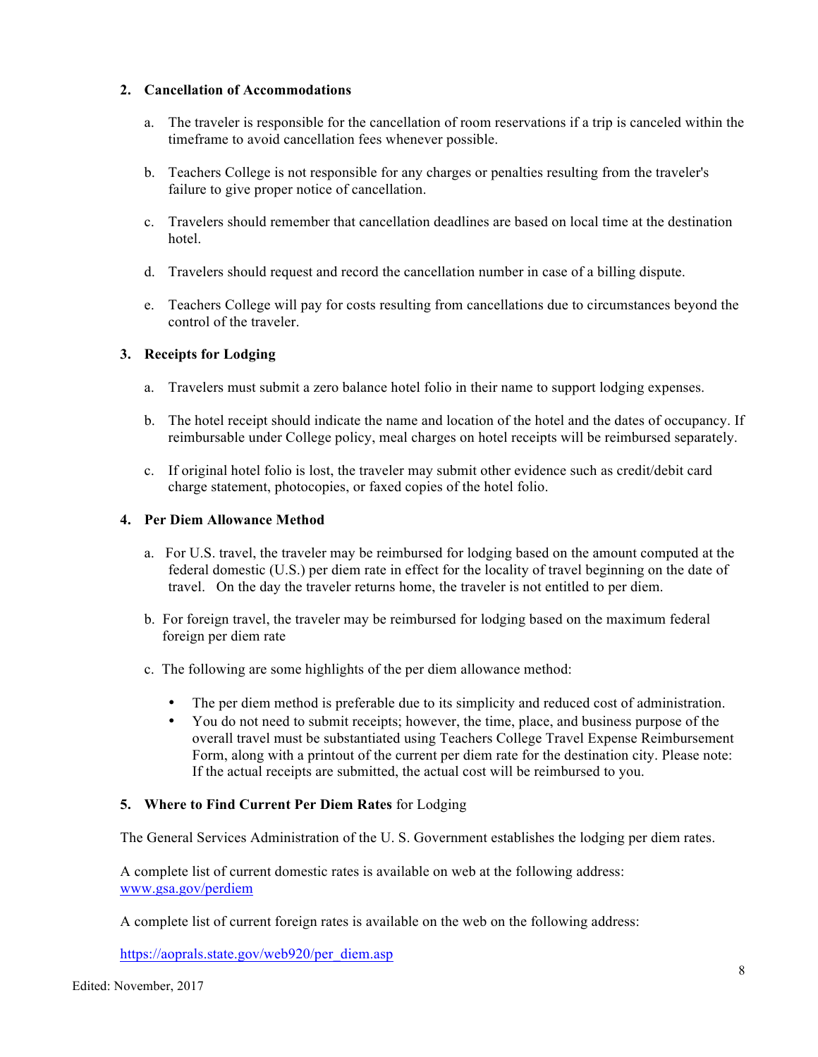**2. Cancellation of Accommodations**

a. The traveler is responsible for the cancellation of room reservations if a trip is canceled within the timeframe to avoid cancellation fees whenever possible.

b. Teachers College is not responsible for any charges or penalties resulting from the traveler's failure to give proper notice of cancellation.

c. Travelers should remember that cancellation deadlines are based on local time at the destination hotel.

d. Travelers should request and record the cancellation number in case of a billing dispute.

e. Teachers College will pay for costs resulting from cancellations due to circumstances beyond the control of the traveler.

**3. Receipts for Lodging**

a. Travelers must submit a zero balance hotel folio in their name to support lodging expenses.

b. The hotel receipt should indicate the name and location of the hotel and the dates of occupancy. If reimbursable under College policy, meal charges on hotel receipts will be reimbursed separately.

c. If original hotel folio is lost, the traveler may submit other evidence such as credit/debit card charge statement, photocopies, or faxed copies of the hotel folio.

**4. Per Diem Allowance Method**

a. For U.S. travel, the traveler may be reimbursed for lodging based on the amount computed at the federal domestic (U.S.) per diem rate in effect for the locality of travel beginning on the date of travel. On the day the traveler returns home, the traveler is not entitled to per diem.

b. For foreign travel, the traveler may be reimbursed for lodging based on the maximum federal foreign per diem rate

c. The following are some highlights of the per diem allowance method:

- The per diem method is preferable due to its simplicity and reduced cost of administration.
- You do not need to submit receipts; however, the time, place, and business purpose of the overall travel must be substantiated using Teachers College Travel Expense Reimbursement Form, along with a printout of the current per diem rate for the destination city. Please note: If the actual receipts are submitted, the actual cost will be reimbursed to you.

**5. Where to Find Current Per Diem Rates** for Lodging

The General Services Administration of the U. S. Government establishes the lodging per diem rates.

A complete list of current domestic rates is available on web at the following address: www.gsa.gov/perdiem

A complete list of current foreign rates is available on the web on the following address:

https://aoprals.state.gov/web920/per_diem.asp

Edited: November, 2017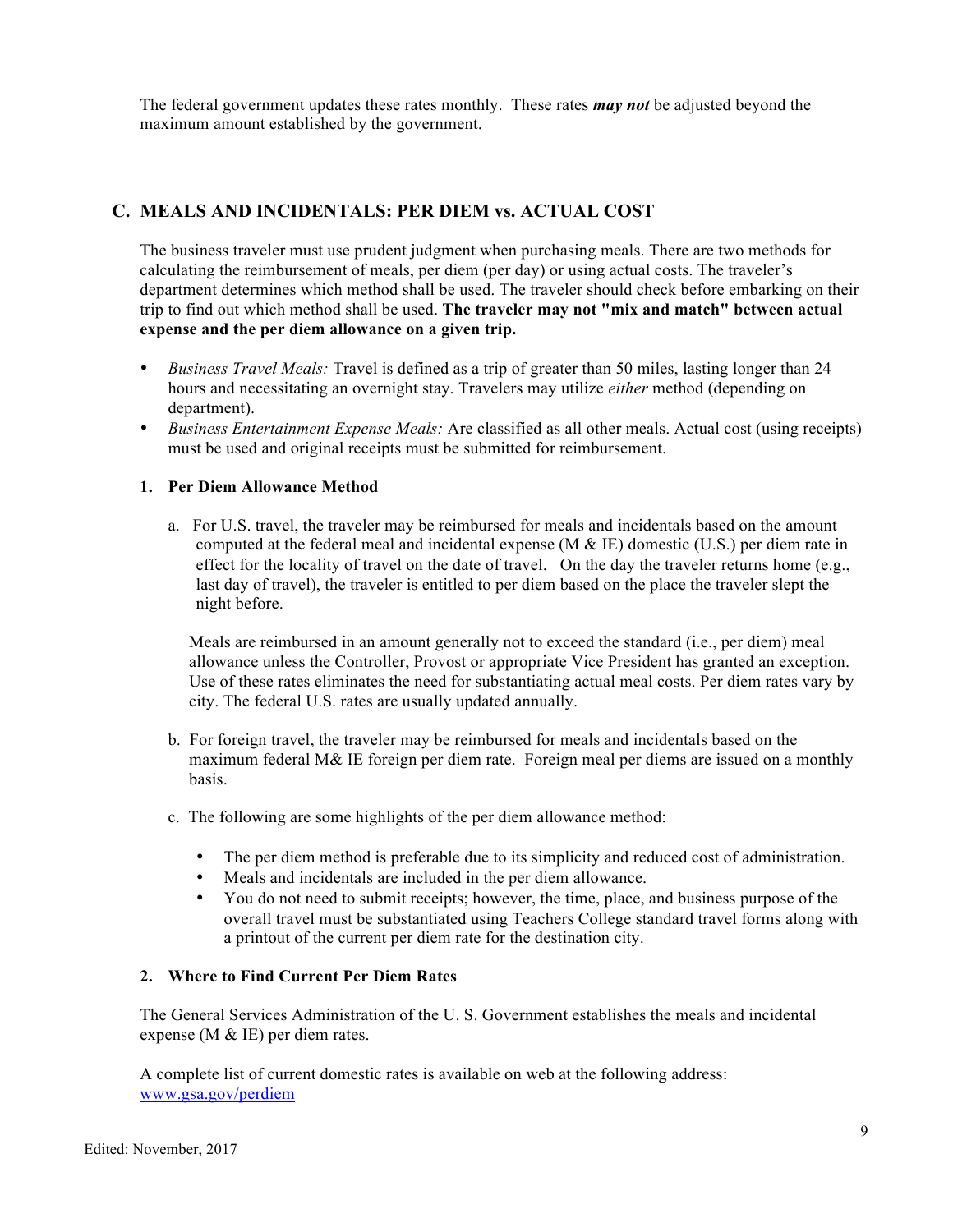The federal government updates these rates monthly. These rates ***may not*** be adjusted beyond the maximum amount established by the government.

## C. MEALS AND INCIDENTALS: PER DIEM vs. ACTUAL COST

The business traveler must use prudent judgment when purchasing meals. There are two methods for calculating the reimbursement of meals, per diem (per day) or using actual costs. The traveler's department determines which method shall be used. The traveler should check before embarking on their trip to find out which method shall be used. **The traveler may not "mix and match" between actual expense and the per diem allowance on a given trip.**

- *Business Travel Meals:* Travel is defined as a trip of greater than 50 miles, lasting longer than 24 hours and necessitating an overnight stay. Travelers may utilize *either* method (depending on department).
- *Business Entertainment Expense Meals:* Are classified as all other meals. Actual cost (using receipts) must be used and original receipts must be submitted for reimbursement.

### 1. Per Diem Allowance Method

a. For U.S. travel, the traveler may be reimbursed for meals and incidentals based on the amount computed at the federal meal and incidental expense (M & IE) domestic (U.S.) per diem rate in effect for the locality of travel on the date of travel. On the day the traveler returns home (e.g., last day of travel), the traveler is entitled to per diem based on the place the traveler slept the night before.

Meals are reimbursed in an amount generally not to exceed the standard (i.e., per diem) meal allowance unless the Controller, Provost or appropriate Vice President has granted an exception. Use of these rates eliminates the need for substantiating actual meal costs. Per diem rates vary by city. The federal U.S. rates are usually updated annually.

b. For foreign travel, the traveler may be reimbursed for meals and incidentals based on the maximum federal M& IE foreign per diem rate. Foreign meal per diems are issued on a monthly basis.

c. The following are some highlights of the per diem allowance method:

- The per diem method is preferable due to its simplicity and reduced cost of administration.
- Meals and incidentals are included in the per diem allowance.
- You do not need to submit receipts; however, the time, place, and business purpose of the overall travel must be substantiated using Teachers College standard travel forms along with a printout of the current per diem rate for the destination city.

### 2. Where to Find Current Per Diem Rates

The General Services Administration of the U. S. Government establishes the meals and incidental expense (M & IE) per diem rates.

A complete list of current domestic rates is available on web at the following address: www.gsa.gov/perdiem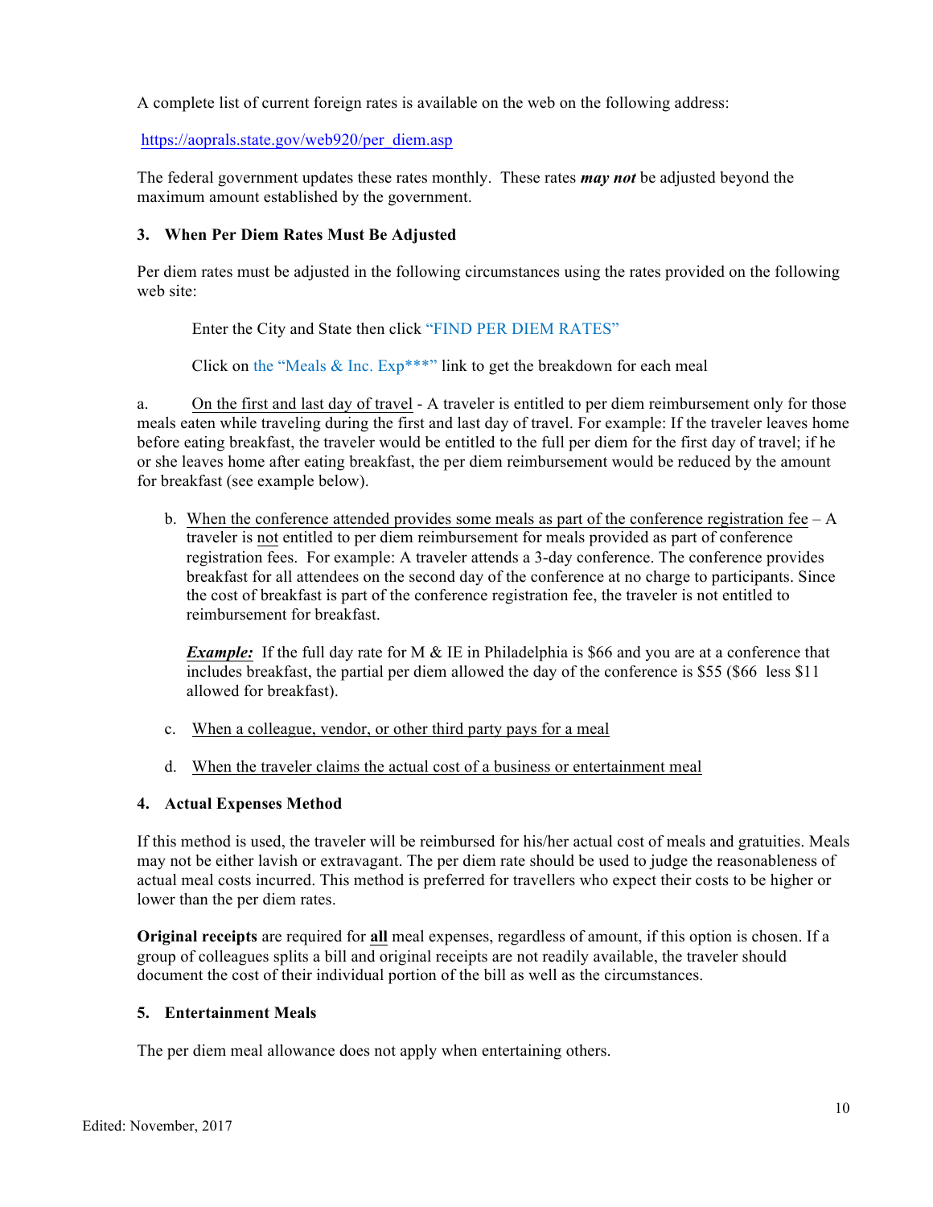A complete list of current foreign rates is available on the web on the following address:

https://aoprals.state.gov/web920/per_diem.asp

The federal government updates these rates monthly. These rates ***may not*** be adjusted beyond the maximum amount established by the government.

### 3. When Per Diem Rates Must Be Adjusted

Per diem rates must be adjusted in the following circumstances using the rates provided on the following web site:

Enter the City and State then click "FIND PER DIEM RATES"

Click on the "Meals & Inc. Exp***" link to get the breakdown for each meal

a. <u>On the first and last day of travel</u> - A traveler is entitled to per diem reimbursement only for those meals eaten while traveling during the first and last day of travel. For example: If the traveler leaves home before eating breakfast, the traveler would be entitled to the full per diem for the first day of travel; if he or she leaves home after eating breakfast, the per diem reimbursement would be reduced by the amount for breakfast (see example below).

b. <u>When the conference attended provides some meals as part of the conference registration fee</u> – A traveler is <u>not</u> entitled to per diem reimbursement for meals provided as part of conference registration fees. For example: A traveler attends a 3-day conference. The conference provides breakfast for all attendees on the second day of the conference at no charge to participants. Since the cost of breakfast is part of the conference registration fee, the traveler is not entitled to reimbursement for breakfast.

***<u>Example:</u>*** If the full day rate for M & IE in Philadelphia is $66 and you are at a conference that includes breakfast, the partial per diem allowed the day of the conference is $55 ($66 less $11 allowed for breakfast).

c. <u>When a colleague, vendor, or other third party pays for a meal</u>

d. <u>When the traveler claims the actual cost of a business or entertainment meal</u>

### 4. Actual Expenses Method

If this method is used, the traveler will be reimbursed for his/her actual cost of meals and gratuities. Meals may not be either lavish or extravagant. The per diem rate should be used to judge the reasonableness of actual meal costs incurred. This method is preferred for travellers who expect their costs to be higher or lower than the per diem rates.

**Original receipts** are required for **<u>all</u>** meal expenses, regardless of amount, if this option is chosen. If a group of colleagues splits a bill and original receipts are not readily available, the traveler should document the cost of their individual portion of the bill as well as the circumstances.

### 5. Entertainment Meals

The per diem meal allowance does not apply when entertaining others.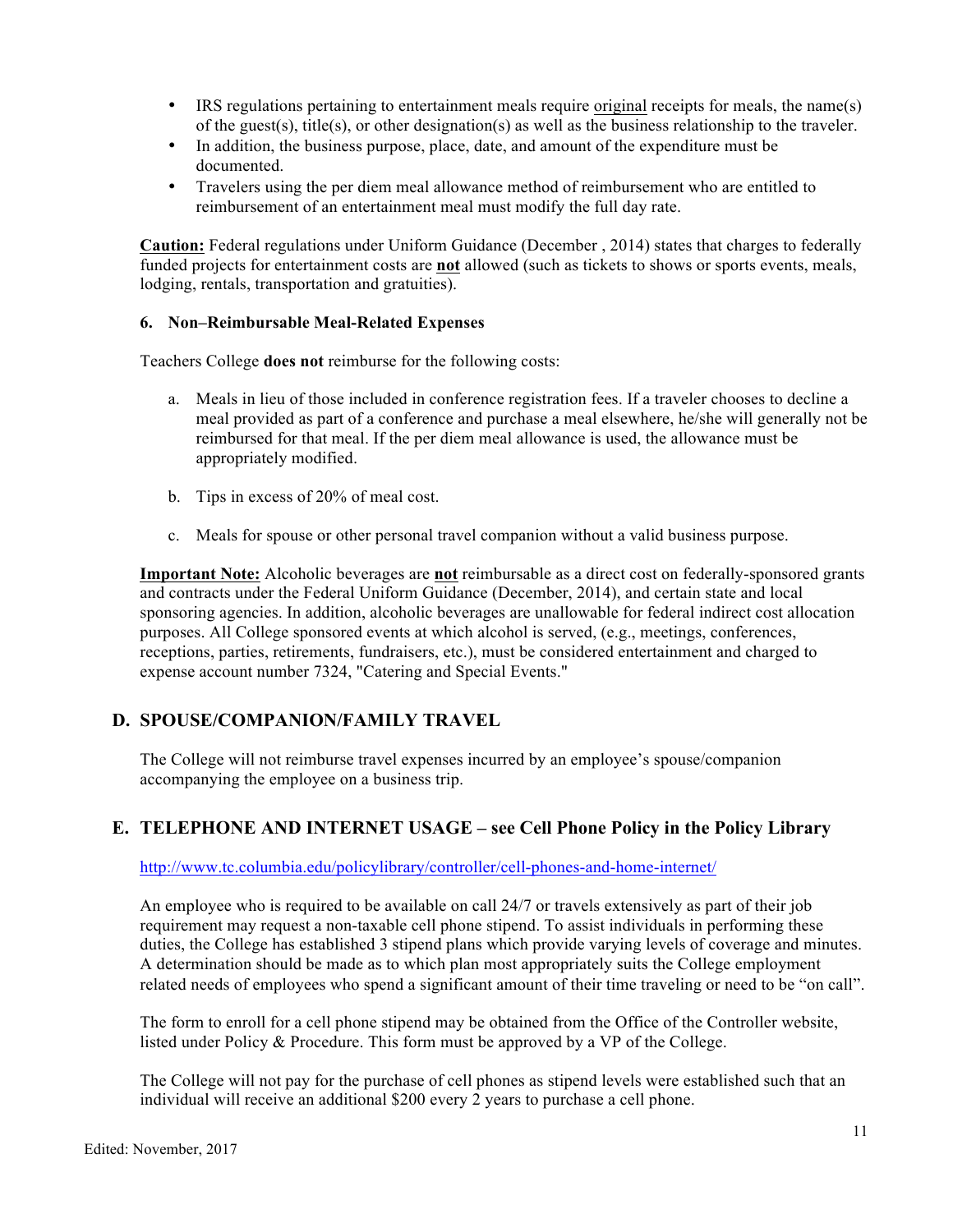- IRS regulations pertaining to entertainment meals require original receipts for meals, the name(s) of the guest(s), title(s), or other designation(s) as well as the business relationship to the traveler.
- In addition, the business purpose, place, date, and amount of the expenditure must be documented.
- Travelers using the per diem meal allowance method of reimbursement who are entitled to reimbursement of an entertainment meal must modify the full day rate.

**Caution:** Federal regulations under Uniform Guidance (December , 2014) states that charges to federally funded projects for entertainment costs are **not** allowed (such as tickets to shows or sports events, meals, lodging, rentals, transportation and gratuities).

#### 6. Non–Reimbursable Meal-Related Expenses

Teachers College **does not** reimburse for the following costs:

a. Meals in lieu of those included in conference registration fees. If a traveler chooses to decline a meal provided as part of a conference and purchase a meal elsewhere, he/she will generally not be reimbursed for that meal. If the per diem meal allowance is used, the allowance must be appropriately modified.

b. Tips in excess of 20% of meal cost.

c. Meals for spouse or other personal travel companion without a valid business purpose.

**Important Note:** Alcoholic beverages are **not** reimbursable as a direct cost on federally-sponsored grants and contracts under the Federal Uniform Guidance (December, 2014), and certain state and local sponsoring agencies. In addition, alcoholic beverages are unallowable for federal indirect cost allocation purposes. All College sponsored events at which alcohol is served, (e.g., meetings, conferences, receptions, parties, retirements, fundraisers, etc.), must be considered entertainment and charged to expense account number 7324, "Catering and Special Events."

### D. SPOUSE/COMPANION/FAMILY TRAVEL

The College will not reimburse travel expenses incurred by an employee's spouse/companion accompanying the employee on a business trip.

### E. TELEPHONE AND INTERNET USAGE – see Cell Phone Policy in the Policy Library

http://www.tc.columbia.edu/policylibrary/controller/cell-phones-and-home-internet/

An employee who is required to be available on call 24/7 or travels extensively as part of their job requirement may request a non-taxable cell phone stipend. To assist individuals in performing these duties, the College has established 3 stipend plans which provide varying levels of coverage and minutes. A determination should be made as to which plan most appropriately suits the College employment related needs of employees who spend a significant amount of their time traveling or need to be "on call".

The form to enroll for a cell phone stipend may be obtained from the Office of the Controller website, listed under Policy & Procedure. This form must be approved by a VP of the College.

The College will not pay for the purchase of cell phones as stipend levels were established such that an individual will receive an additional $200 every 2 years to purchase a cell phone.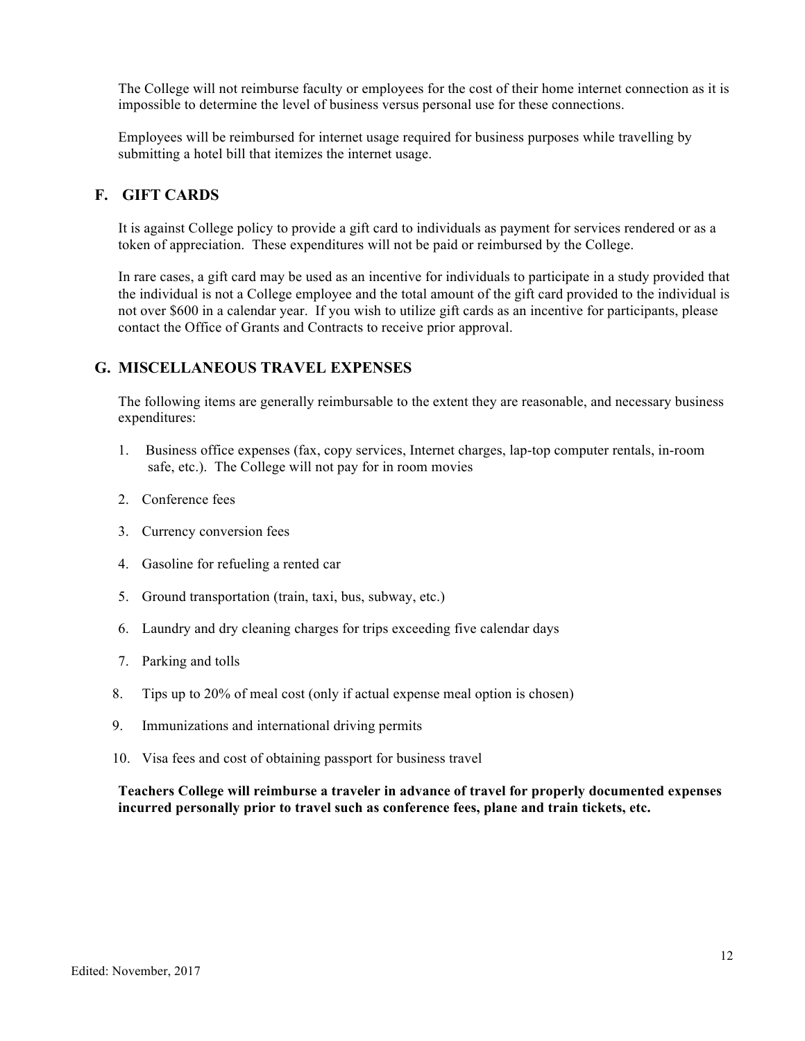The College will not reimburse faculty or employees for the cost of their home internet connection as it is impossible to determine the level of business versus personal use for these connections.

Employees will be reimbursed for internet usage required for business purposes while travelling by submitting a hotel bill that itemizes the internet usage.

## F. GIFT CARDS

It is against College policy to provide a gift card to individuals as payment for services rendered or as a token of appreciation. These expenditures will not be paid or reimbursed by the College.

In rare cases, a gift card may be used as an incentive for individuals to participate in a study provided that the individual is not a College employee and the total amount of the gift card provided to the individual is not over $600 in a calendar year. If you wish to utilize gift cards as an incentive for participants, please contact the Office of Grants and Contracts to receive prior approval.

## G. MISCELLANEOUS TRAVEL EXPENSES

The following items are generally reimbursable to the extent they are reasonable, and necessary business expenditures:

1. Business office expenses (fax, copy services, Internet charges, lap-top computer rentals, in-room safe, etc.). The College will not pay for in room movies
2. Conference fees
3. Currency conversion fees
4. Gasoline for refueling a rented car
5. Ground transportation (train, taxi, bus, subway, etc.)
6. Laundry and dry cleaning charges for trips exceeding five calendar days
7. Parking and tolls
8. Tips up to 20% of meal cost (only if actual expense meal option is chosen)
9. Immunizations and international driving permits
10. Visa fees and cost of obtaining passport for business travel

**Teachers College will reimburse a traveler in advance of travel for properly documented expenses incurred personally prior to travel such as conference fees, plane and train tickets, etc.**

Edited: November, 2017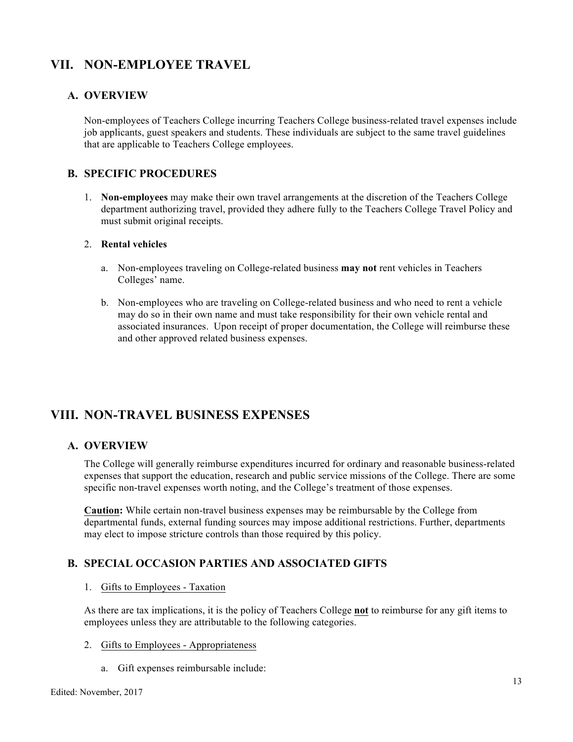## VII. NON-EMPLOYEE TRAVEL

### A. OVERVIEW

Non-employees of Teachers College incurring Teachers College business-related travel expenses include job applicants, guest speakers and students. These individuals are subject to the same travel guidelines that are applicable to Teachers College employees.

### B. SPECIFIC PROCEDURES

1. **Non-employees** may make their own travel arrangements at the discretion of the Teachers College department authorizing travel, provided they adhere fully to the Teachers College Travel Policy and must submit original receipts.

2. **Rental vehicles**

   a. Non-employees traveling on College-related business **may not** rent vehicles in Teachers Colleges' name.

   b. Non-employees who are traveling on College-related business and who need to rent a vehicle may do so in their own name and must take responsibility for their own vehicle rental and associated insurances. Upon receipt of proper documentation, the College will reimburse these and other approved related business expenses.

## VIII. NON-TRAVEL BUSINESS EXPENSES

### A. OVERVIEW

The College will generally reimburse expenditures incurred for ordinary and reasonable business-related expenses that support the education, research and public service missions of the College. There are some specific non-travel expenses worth noting, and the College's treatment of those expenses.

**Caution:** While certain non-travel business expenses may be reimbursable by the College from departmental funds, external funding sources may impose additional restrictions. Further, departments may elect to impose stricture controls than those required by this policy.

### B. SPECIAL OCCASION PARTIES AND ASSOCIATED GIFTS

1. Gifts to Employees - Taxation

As there are tax implications, it is the policy of Teachers College **not** to reimburse for any gift items to employees unless they are attributable to the following categories.

2. Gifts to Employees - Appropriateness

   a. Gift expenses reimbursable include:

Edited: November, 2017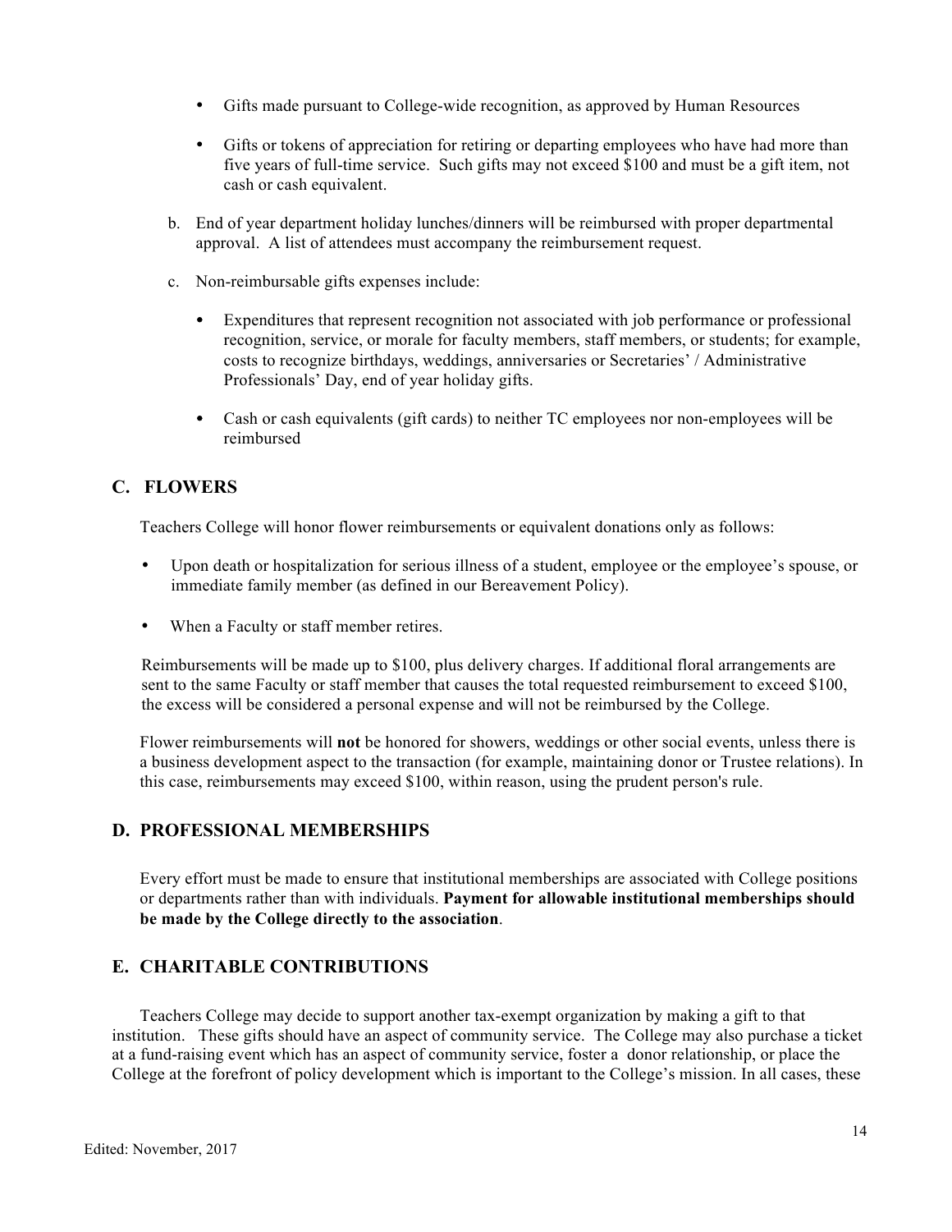- Gifts made pursuant to College-wide recognition, as approved by Human Resources
- Gifts or tokens of appreciation for retiring or departing employees who have had more than five years of full-time service. Such gifts may not exceed $100 and must be a gift item, not cash or cash equivalent.

b. End of year department holiday lunches/dinners will be reimbursed with proper departmental approval. A list of attendees must accompany the reimbursement request.

c. Non-reimbursable gifts expenses include:

- Expenditures that represent recognition not associated with job performance or professional recognition, service, or morale for faculty members, staff members, or students; for example, costs to recognize birthdays, weddings, anniversaries or Secretaries' / Administrative Professionals' Day, end of year holiday gifts.
- Cash or cash equivalents (gift cards) to neither TC employees nor non-employees will be reimbursed

## C. FLOWERS

Teachers College will honor flower reimbursements or equivalent donations only as follows:

- Upon death or hospitalization for serious illness of a student, employee or the employee's spouse, or immediate family member (as defined in our Bereavement Policy).
- When a Faculty or staff member retires.

Reimbursements will be made up to $100, plus delivery charges. If additional floral arrangements are sent to the same Faculty or staff member that causes the total requested reimbursement to exceed $100, the excess will be considered a personal expense and will not be reimbursed by the College.

Flower reimbursements will **not** be honored for showers, weddings or other social events, unless there is a business development aspect to the transaction (for example, maintaining donor or Trustee relations). In this case, reimbursements may exceed $100, within reason, using the prudent person's rule.

## D. PROFESSIONAL MEMBERSHIPS

Every effort must be made to ensure that institutional memberships are associated with College positions or departments rather than with individuals. **Payment for allowable institutional memberships should be made by the College directly to the association**.

## E. CHARITABLE CONTRIBUTIONS

Teachers College may decide to support another tax-exempt organization by making a gift to that institution. These gifts should have an aspect of community service. The College may also purchase a ticket at a fund-raising event which has an aspect of community service, foster a donor relationship, or place the College at the forefront of policy development which is important to the College's mission. In all cases, these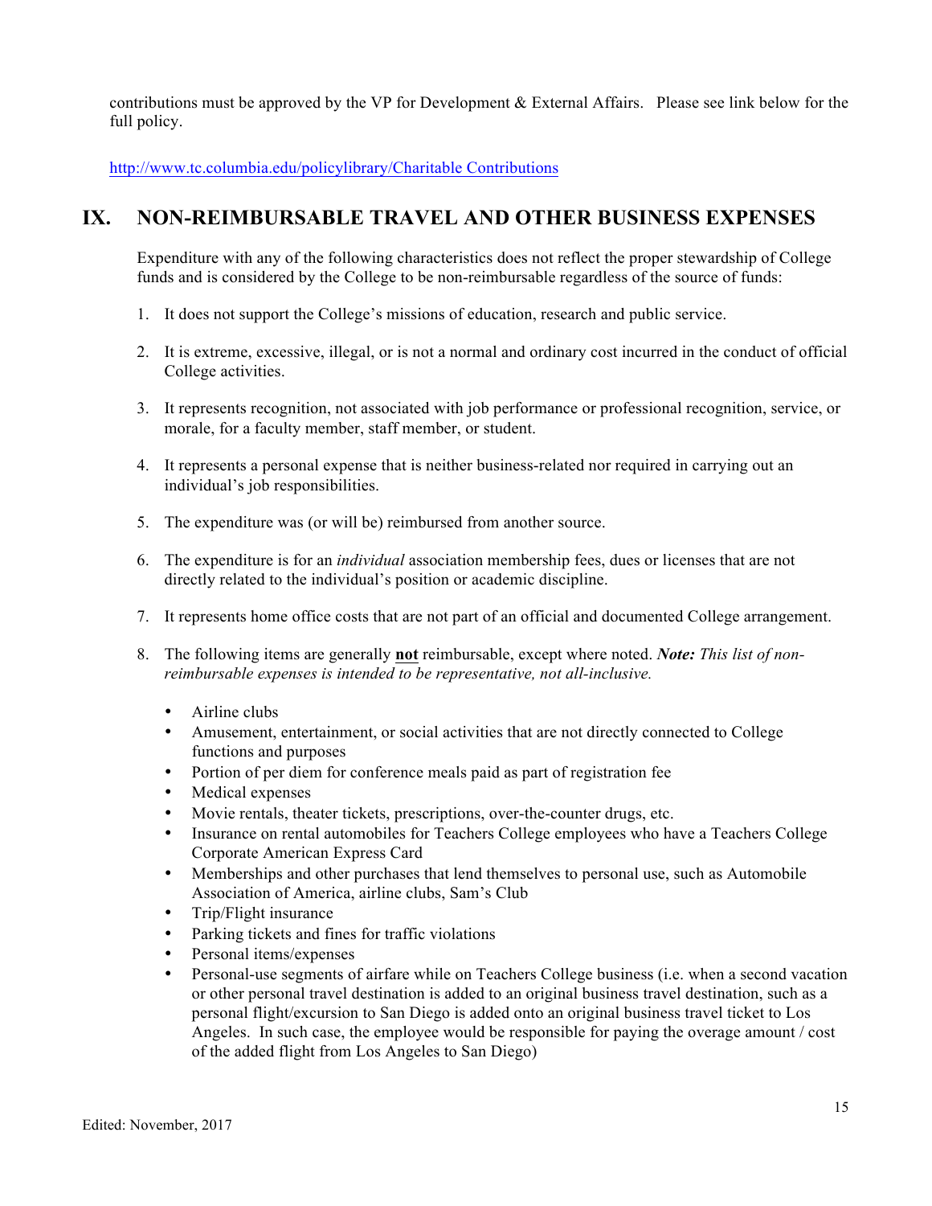contributions must be approved by the VP for Development & External Affairs.   Please see link below for the full policy.

[http://www.tc.columbia.edu/policylibrary/Charitable Contributions](http://www.tc.columbia.edu/policylibrary/Charitable Contributions)

## IX. NON-REIMBURSABLE TRAVEL AND OTHER BUSINESS EXPENSES

Expenditure with any of the following characteristics does not reflect the proper stewardship of College funds and is considered by the College to be non-reimbursable regardless of the source of funds:

1. It does not support the College's missions of education, research and public service.

2. It is extreme, excessive, illegal, or is not a normal and ordinary cost incurred in the conduct of official College activities.

3. It represents recognition, not associated with job performance or professional recognition, service, or morale, for a faculty member, staff member, or student.

4. It represents a personal expense that is neither business-related nor required in carrying out an individual's job responsibilities.

5. The expenditure was (or will be) reimbursed from another source.

6. The expenditure is for an *individual* association membership fees, dues or licenses that are not directly related to the individual's position or academic discipline.

7. It represents home office costs that are not part of an official and documented College arrangement.

8. The following items are generally **not** reimbursable, except where noted. ***Note:*** *This list of non-reimbursable expenses is intended to be representative, not all-inclusive.*

   - Airline clubs
   - Amusement, entertainment, or social activities that are not directly connected to College functions and purposes
   - Portion of per diem for conference meals paid as part of registration fee
   - Medical expenses
   - Movie rentals, theater tickets, prescriptions, over-the-counter drugs, etc.
   - Insurance on rental automobiles for Teachers College employees who have a Teachers College Corporate American Express Card
   - Memberships and other purchases that lend themselves to personal use, such as Automobile Association of America, airline clubs, Sam's Club
   - Trip/Flight insurance
   - Parking tickets and fines for traffic violations
   - Personal items/expenses
   - Personal-use segments of airfare while on Teachers College business (i.e. when a second vacation or other personal travel destination is added to an original business travel destination, such as a personal flight/excursion to San Diego is added onto an original business travel ticket to Los Angeles.  In such case, the employee would be responsible for paying the overage amount / cost of the added flight from Los Angeles to San Diego)

Edited: November, 2017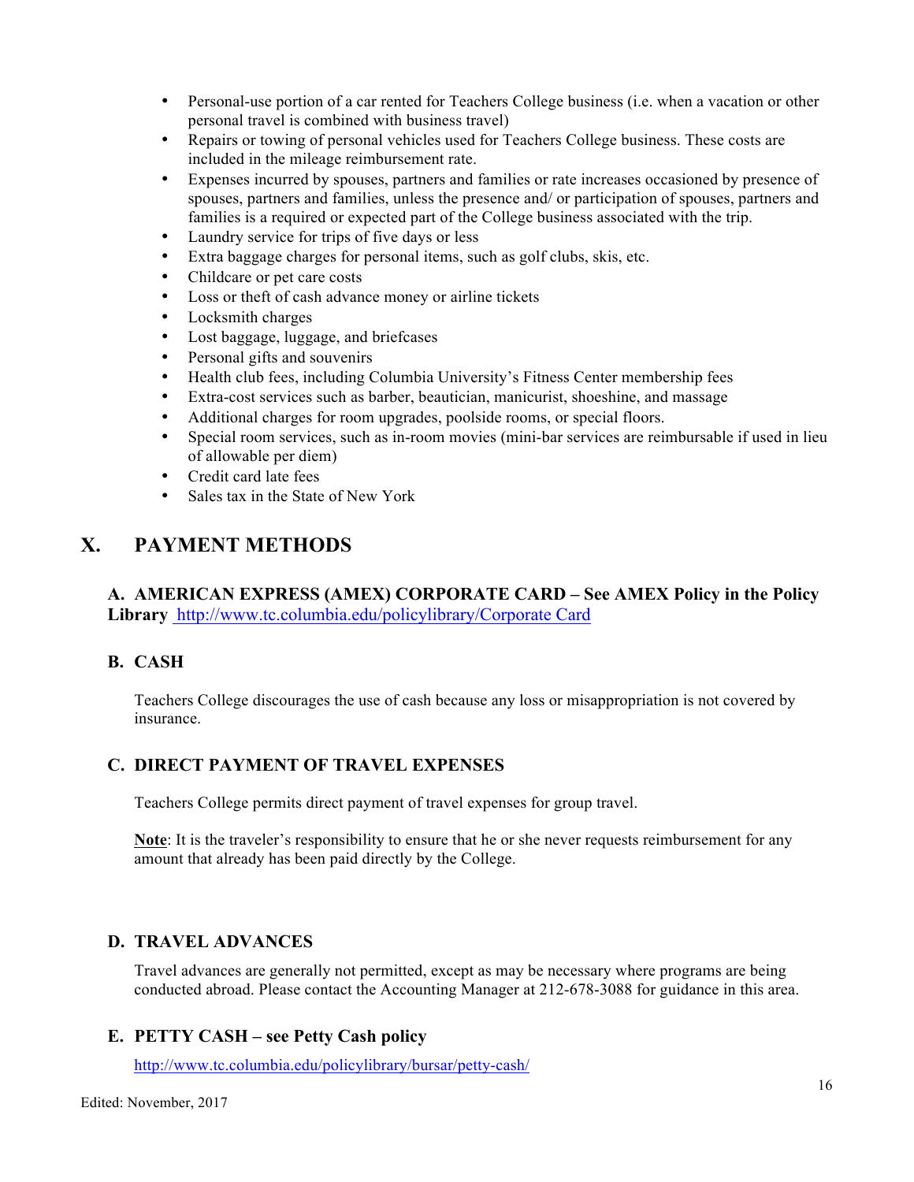- Personal-use portion of a car rented for Teachers College business (i.e. when a vacation or other personal travel is combined with business travel)
- Repairs or towing of personal vehicles used for Teachers College business. These costs are included in the mileage reimbursement rate.
- Expenses incurred by spouses, partners and families or rate increases occasioned by presence of spouses, partners and families, unless the presence and/ or participation of spouses, partners and families is a required or expected part of the College business associated with the trip.
- Laundry service for trips of five days or less
- Extra baggage charges for personal items, such as golf clubs, skis, etc.
- Childcare or pet care costs
- Loss or theft of cash advance money or airline tickets
- Locksmith charges
- Lost baggage, luggage, and briefcases
- Personal gifts and souvenirs
- Health club fees, including Columbia University's Fitness Center membership fees
- Extra-cost services such as barber, beautician, manicurist, shoeshine, and massage
- Additional charges for room upgrades, poolside rooms, or special floors.
- Special room services, such as in-room movies (mini-bar services are reimbursable if used in lieu of allowable per diem)
- Credit card late fees
- Sales tax in the State of New York

# X. PAYMENT METHODS

### A. AMERICAN EXPRESS (AMEX) CORPORATE CARD – See AMEX Policy in the Policy Library http://www.tc.columbia.edu/policylibrary/Corporate Card

### B. CASH

Teachers College discourages the use of cash because any loss or misappropriation is not covered by insurance.

### C. DIRECT PAYMENT OF TRAVEL EXPENSES

Teachers College permits direct payment of travel expenses for group travel.

**Note**: It is the traveler's responsibility to ensure that he or she never requests reimbursement for any amount that already has been paid directly by the College.

### D. TRAVEL ADVANCES

Travel advances are generally not permitted, except as may be necessary where programs are being conducted abroad. Please contact the Accounting Manager at 212-678-3088 for guidance in this area.

### E. PETTY CASH – see Petty Cash policy

http://www.tc.columbia.edu/policylibrary/bursar/petty-cash/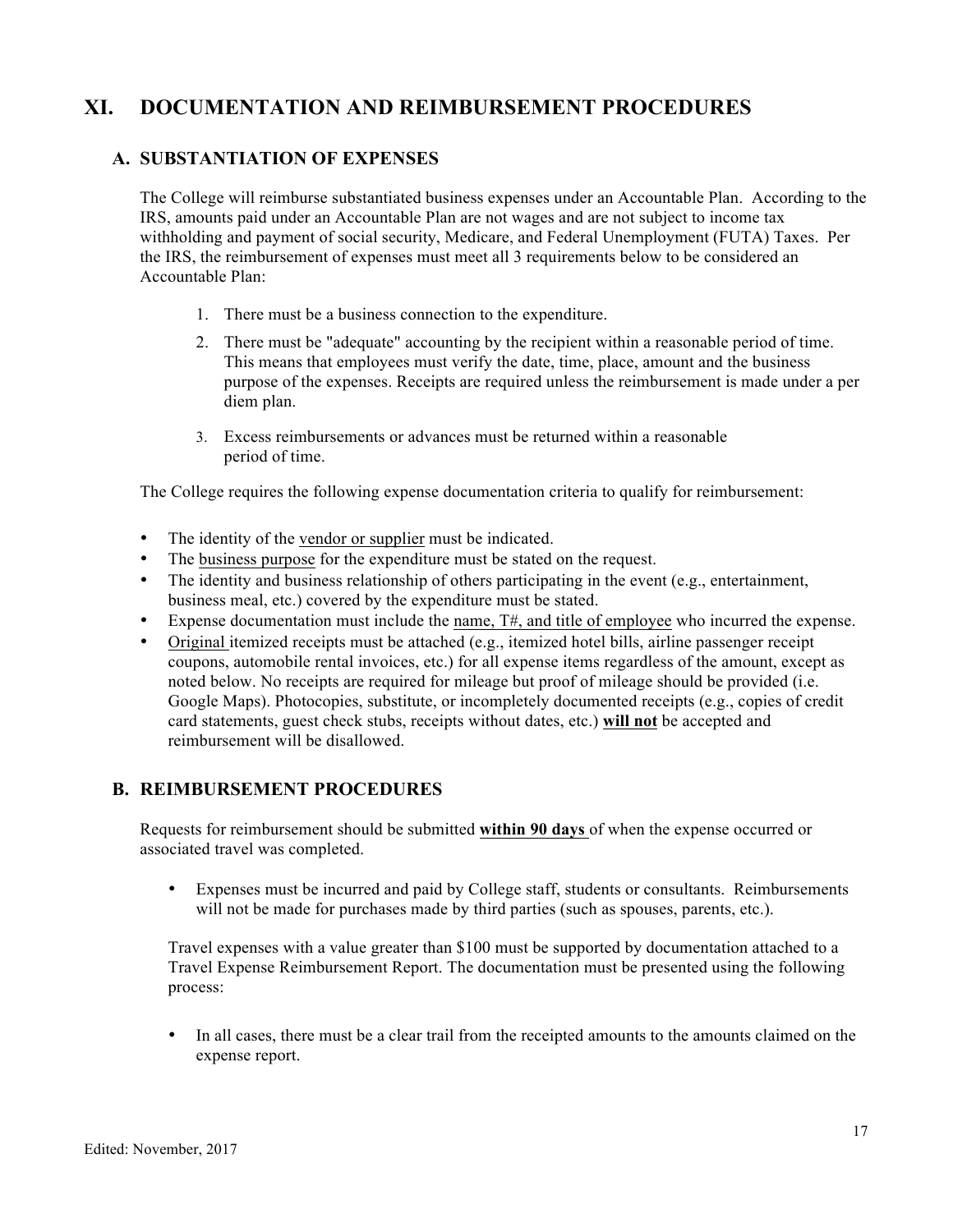# XI. DOCUMENTATION AND REIMBURSEMENT PROCEDURES

## A. SUBSTANTIATION OF EXPENSES

The College will reimburse substantiated business expenses under an Accountable Plan. According to the IRS, amounts paid under an Accountable Plan are not wages and are not subject to income tax withholding and payment of social security, Medicare, and Federal Unemployment (FUTA) Taxes. Per the IRS, the reimbursement of expenses must meet all 3 requirements below to be considered an Accountable Plan:

1. There must be a business connection to the expenditure.
2. There must be "adequate" accounting by the recipient within a reasonable period of time. This means that employees must verify the date, time, place, amount and the business purpose of the expenses. Receipts are required unless the reimbursement is made under a per diem plan.
3. Excess reimbursements or advances must be returned within a reasonable period of time.

The College requires the following expense documentation criteria to qualify for reimbursement:

- The identity of the vendor or supplier must be indicated.
- The business purpose for the expenditure must be stated on the request.
- The identity and business relationship of others participating in the event (e.g., entertainment, business meal, etc.) covered by the expenditure must be stated.
- Expense documentation must include the name, T#, and title of employee who incurred the expense.
- Original itemized receipts must be attached (e.g., itemized hotel bills, airline passenger receipt coupons, automobile rental invoices, etc.) for all expense items regardless of the amount, except as noted below. No receipts are required for mileage but proof of mileage should be provided (i.e. Google Maps). Photocopies, substitute, or incompletely documented receipts (e.g., copies of credit card statements, guest check stubs, receipts without dates, etc.) **will not** be accepted and reimbursement will be disallowed.

## B. REIMBURSEMENT PROCEDURES

Requests for reimbursement should be submitted **within 90 days** of when the expense occurred or associated travel was completed.

- Expenses must be incurred and paid by College staff, students or consultants. Reimbursements will not be made for purchases made by third parties (such as spouses, parents, etc.).

Travel expenses with a value greater than $100 must be supported by documentation attached to a Travel Expense Reimbursement Report. The documentation must be presented using the following process:

- In all cases, there must be a clear trail from the receipted amounts to the amounts claimed on the expense report.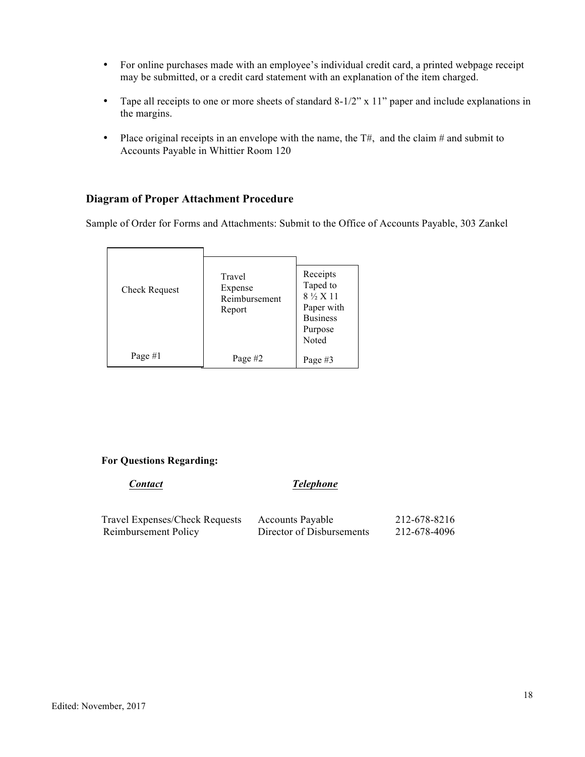- For online purchases made with an employee's individual credit card, a printed webpage receipt may be submitted, or a credit card statement with an explanation of the item charged.

- Tape all receipts to one or more sheets of standard 8-1/2" x 11" paper and include explanations in the margins.

- Place original receipts in an envelope with the name, the T#, and the claim # and submit to Accounts Payable in Whittier Room 120

## Diagram of Proper Attachment Procedure

Sample of Order for Forms and Attachments: Submit to the Office of Accounts Payable, 303 Zankel

| | | |
|---|---|---|
| Check Request | Travel Expense Reimbursement Report | Receipts Taped to 8 ½ X 11 Paper with Business Purpose Noted |
| Page #1 | Page #2 | Page #3 |

**For Questions Regarding:**

| | ***Contact*** | ***Telephone*** |
|---|---|---|
| Travel Expenses/Check Requests | Accounts Payable | 212-678-8216 |
| Reimbursement Policy | Director of Disbursements | 212-678-4096 |

Edited: November, 2017